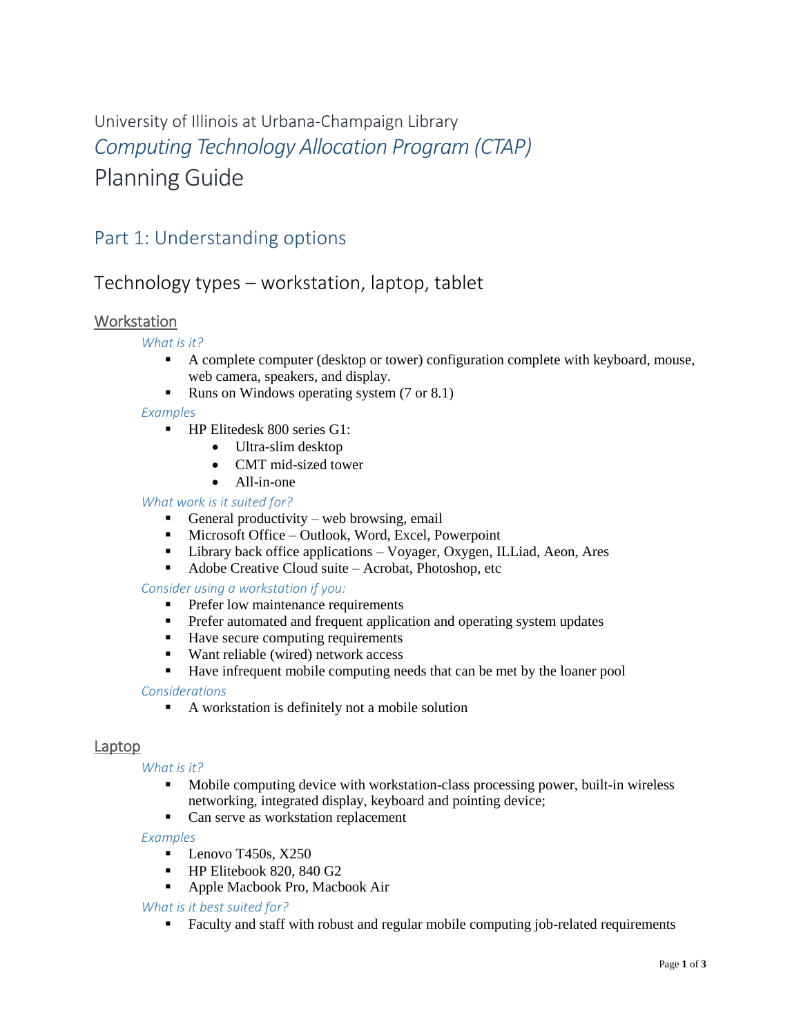University of Illinois at Urbana-Champaign Library

# *Computing Technology Allocation Program (CTAP)*

# Planning Guide

## Part 1: Understanding options

### Technology types – workstation, laptop, tablet

#### Workstation

*What is it?*

- A complete computer (desktop or tower) configuration complete with keyboard, mouse, web camera, speakers, and display.
- Runs on Windows operating system (7 or 8.1)

*Examples*

- HP Elitedesk 800 series G1:
  - Ultra-slim desktop
  - CMT mid-sized tower
  - All-in-one

*What work is it suited for?*

- General productivity – web browsing, email
- Microsoft Office – Outlook, Word, Excel, Powerpoint
- Library back office applications – Voyager, Oxygen, ILLiad, Aeon, Ares
- Adobe Creative Cloud suite – Acrobat, Photoshop, etc

*Consider using a workstation if you:*

- Prefer low maintenance requirements
- Prefer automated and frequent application and operating system updates
- Have secure computing requirements
- Want reliable (wired) network access
- Have infrequent mobile computing needs that can be met by the loaner pool

*Considerations*

- A workstation is definitely not a mobile solution

#### Laptop

*What is it?*

- Mobile computing device with workstation-class processing power, built-in wireless networking, integrated display, keyboard and pointing device;
- Can serve as workstation replacement

*Examples*

- Lenovo T450s, X250
- HP Elitebook 820, 840 G2
- Apple Macbook Pro, Macbook Air

*What is it best suited for?*

- Faculty and staff with robust and regular mobile computing job-related requirements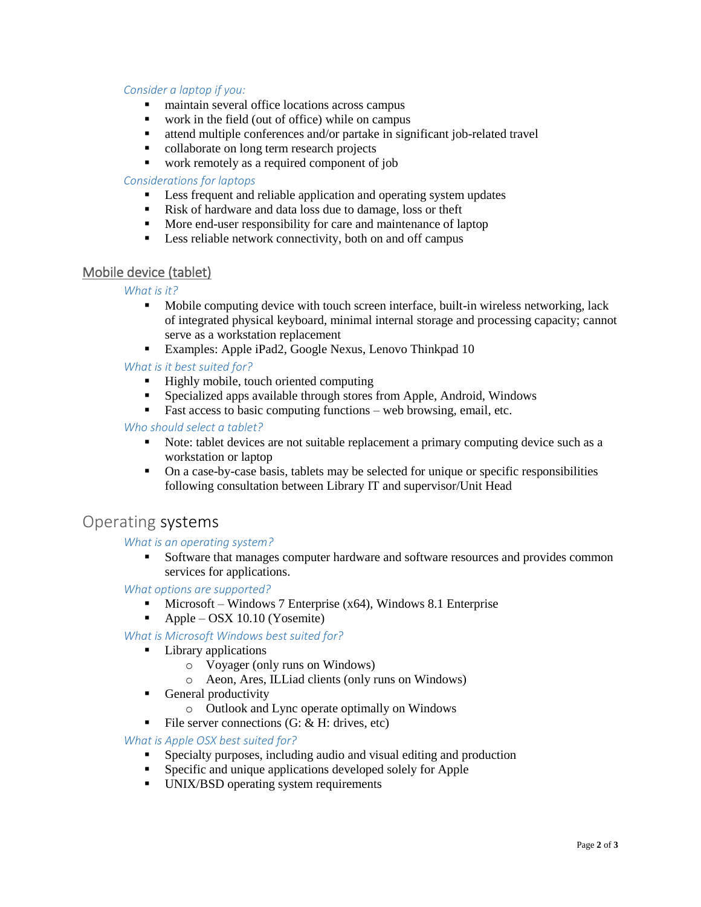*Consider a laptop if you:*

- maintain several office locations across campus
- work in the field (out of office) while on campus
- attend multiple conferences and/or partake in significant job-related travel
- collaborate on long term research projects
- work remotely as a required component of job

*Considerations for laptops*

- Less frequent and reliable application and operating system updates
- Risk of hardware and data loss due to damage, loss or theft
- More end-user responsibility for care and maintenance of laptop
- Less reliable network connectivity, both on and off campus

## Mobile device (tablet)

*What is it?*

- Mobile computing device with touch screen interface, built-in wireless networking, lack of integrated physical keyboard, minimal internal storage and processing capacity; cannot serve as a workstation replacement
- Examples: Apple iPad2, Google Nexus, Lenovo Thinkpad 10

*What is it best suited for?*

- Highly mobile, touch oriented computing
- Specialized apps available through stores from Apple, Android, Windows
- Fast access to basic computing functions – web browsing, email, etc.

*Who should select a tablet?*

- Note: tablet devices are not suitable replacement a primary computing device such as a workstation or laptop
- On a case-by-case basis, tablets may be selected for unique or specific responsibilities following consultation between Library IT and supervisor/Unit Head

# Operating systems

*What is an operating system?*

- Software that manages computer hardware and software resources and provides common services for applications.

*What options are supported?*

- Microsoft – Windows 7 Enterprise (x64), Windows 8.1 Enterprise
- Apple – OSX 10.10 (Yosemite)

*What is Microsoft Windows best suited for?*

- Library applications
  - Voyager (only runs on Windows)
  - Aeon, Ares, ILLiad clients (only runs on Windows)
- General productivity
  - Outlook and Lync operate optimally on Windows
- File server connections (G: & H: drives, etc)

*What is Apple OSX best suited for?*

- Specialty purposes, including audio and visual editing and production
- Specific and unique applications developed solely for Apple
- UNIX/BSD operating system requirements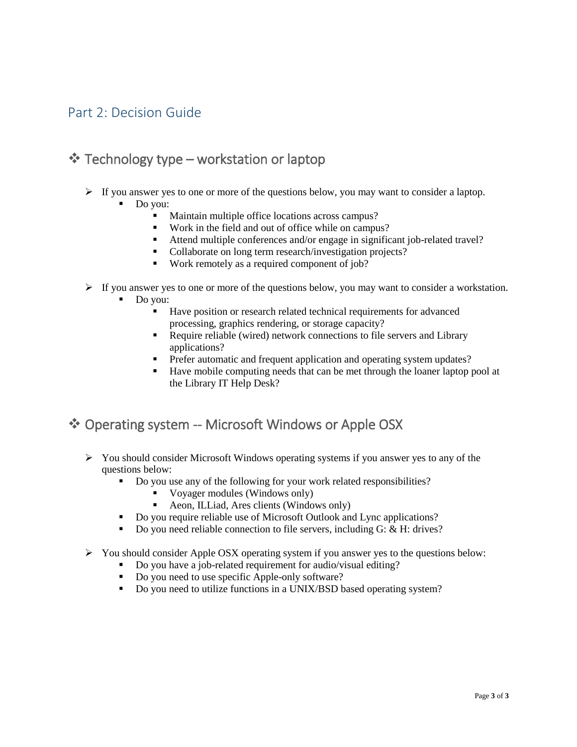## Part 2: Decision Guide

### ❖ Technology type – workstation or laptop

- If you answer yes to one or more of the questions below, you may want to consider a laptop.
  - Do you:
    - Maintain multiple office locations across campus?
    - Work in the field and out of office while on campus?
    - Attend multiple conferences and/or engage in significant job-related travel?
    - Collaborate on long term research/investigation projects?
    - Work remotely as a required component of job?

- If you answer yes to one or more of the questions below, you may want to consider a workstation.
  - Do you:
    - Have position or research related technical requirements for advanced processing, graphics rendering, or storage capacity?
    - Require reliable (wired) network connections to file servers and Library applications?
    - Prefer automatic and frequent application and operating system updates?
    - Have mobile computing needs that can be met through the loaner laptop pool at the Library IT Help Desk?

### ❖ Operating system -- Microsoft Windows or Apple OSX

- You should consider Microsoft Windows operating systems if you answer yes to any of the questions below:
  - Do you use any of the following for your work related responsibilities?
    - Voyager modules (Windows only)
    - Aeon, ILLiad, Ares clients (Windows only)
  - Do you require reliable use of Microsoft Outlook and Lync applications?
  - Do you need reliable connection to file servers, including G: & H: drives?

- You should consider Apple OSX operating system if you answer yes to the questions below:
  - Do you have a job-related requirement for audio/visual editing?
  - Do you need to use specific Apple-only software?
  - Do you need to utilize functions in a UNIX/BSD based operating system?